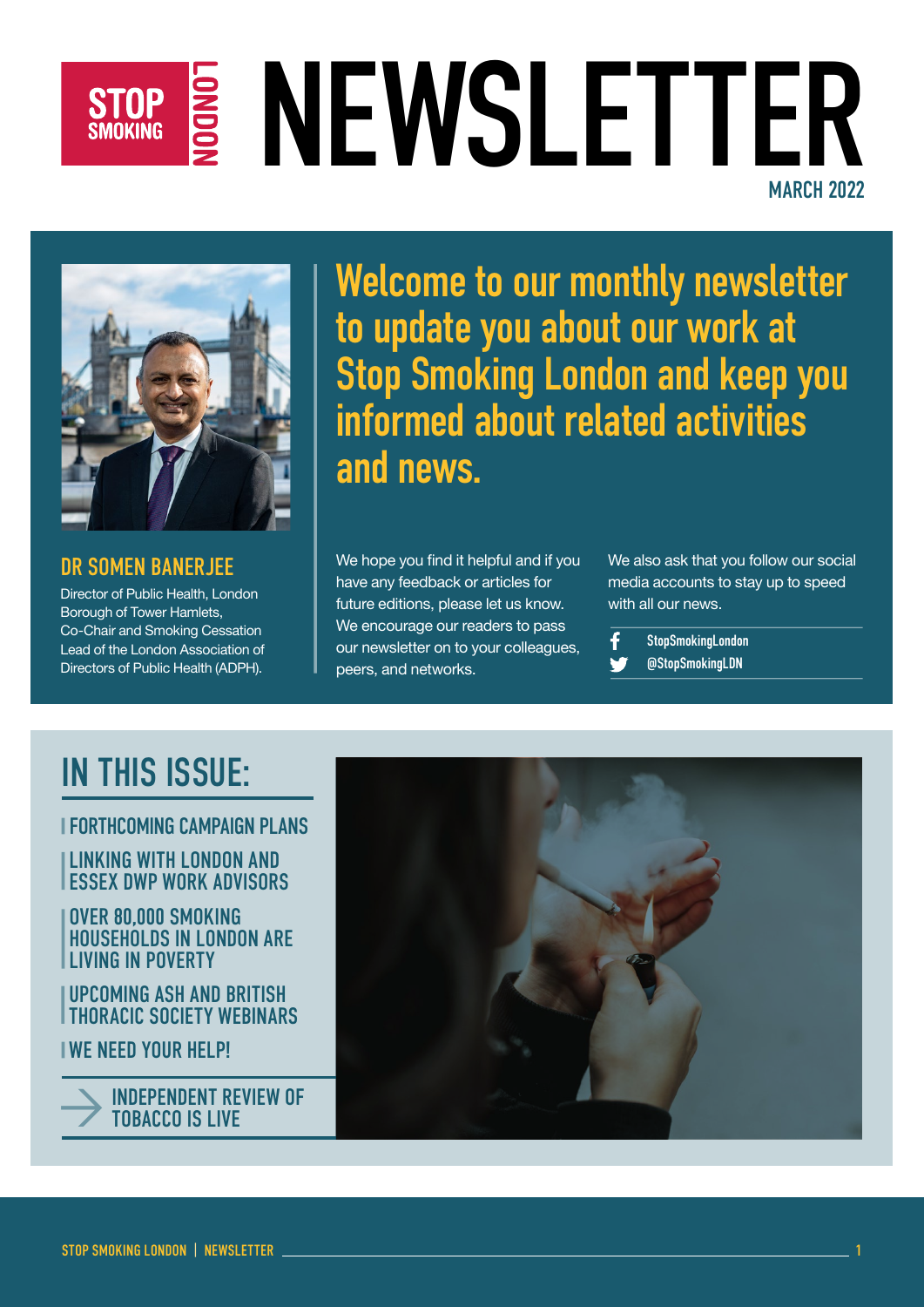# STOP SMOKING LONDON NEWSLETTER

MARCH 2022

## Welcome to our monthly newsletter to update you about our work at Stop Smoking London and keep you informed about related activities and news.

**DR SOMEN BANERJEE**

Director of Public Health, London Borough of Tower Hamlets, Co-Chair and Smoking Cessation Lead of the London Association of Directors of Public Health (ADPH).

We hope you find it helpful and if you have any feedback or articles for future editions, please let us know. We encourage our readers to pass our newsletter on to your colleagues, peers, and networks.

We also ask that you follow our social media accounts to stay up to speed with all our news.

- Facebook: StopSmokingLondon
- Twitter: @StopSmokingLDN

## IN THIS ISSUE:

- FORTHCOMING CAMPAIGN PLANS
- LINKING WITH LONDON AND ESSEX DWP WORK ADVISORS
- OVER 80,000 SMOKING HOUSEHOLDS IN LONDON ARE LIVING IN POVERTY
- UPCOMING ASH AND BRITISH THORACIC SOCIETY WEBINARS
- WE NEED YOUR HELP!
- INDEPENDENT REVIEW OF TOBACCO IS LIVE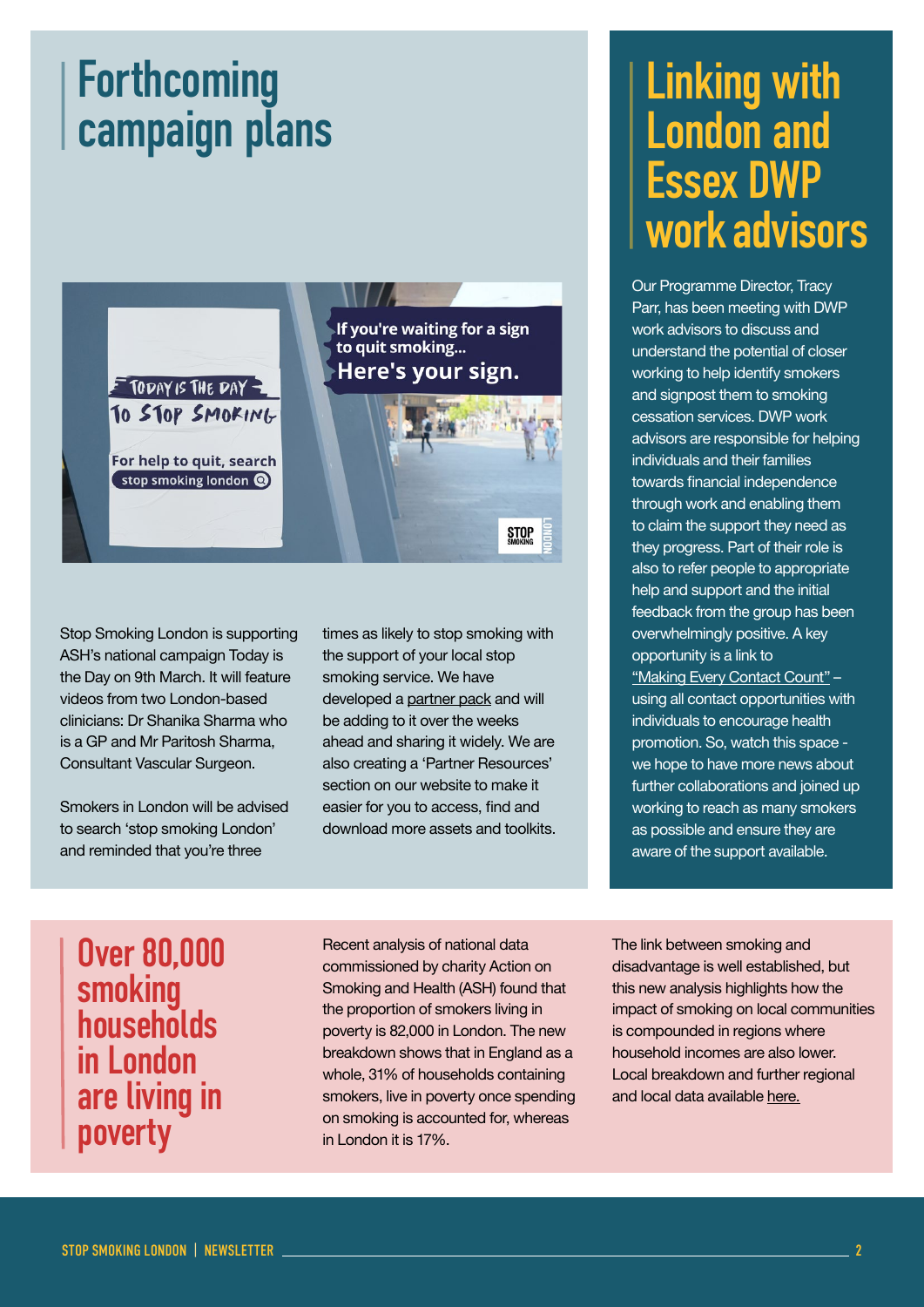## Forthcoming campaign plans

Stop Smoking London is supporting ASH's national campaign Today is the Day on 9th March. It will feature videos from two London-based clinicians: Dr Shanika Sharma who is a GP and Mr Paritosh Sharma, Consultant Vascular Surgeon.

Smokers in London will be advised to search 'stop smoking London' and reminded that you're three times as likely to stop smoking with the support of your local stop smoking service. We have developed a partner pack and will be adding to it over the weeks ahead and sharing it widely. We are also creating a 'Partner Resources' section on our website to make it easier for you to access, find and download more assets and toolkits.

## Linking with London and Essex DWP work advisors

Our Programme Director, Tracy Parr, has been meeting with DWP work advisors to discuss and understand the potential of closer working to help identify smokers and signpost them to smoking cessation services. DWP work advisors are responsible for helping individuals and their families towards financial independence through work and enabling them to claim the support they need as they progress. Part of their role is also to refer people to appropriate help and support and the initial feedback from the group has been overwhelmingly positive. A key opportunity is a link to "Making Every Contact Count" – using all contact opportunities with individuals to encourage health promotion. So, watch this space - we hope to have more news about further collaborations and joined up working to reach as many smokers as possible and ensure they are aware of the support available.

## Over 80,000 smoking households in London are living in poverty

Recent analysis of national data commissioned by charity Action on Smoking and Health (ASH) found that the proportion of smokers living in poverty is 82,000 in London. The new breakdown shows that in England as a whole, 31% of households containing smokers, live in poverty once spending on smoking is accounted for, whereas in London it is 17%.

The link between smoking and disadvantage is well established, but this new analysis highlights how the impact of smoking on local communities is compounded in regions where household incomes are also lower. Local breakdown and further regional and local data available here.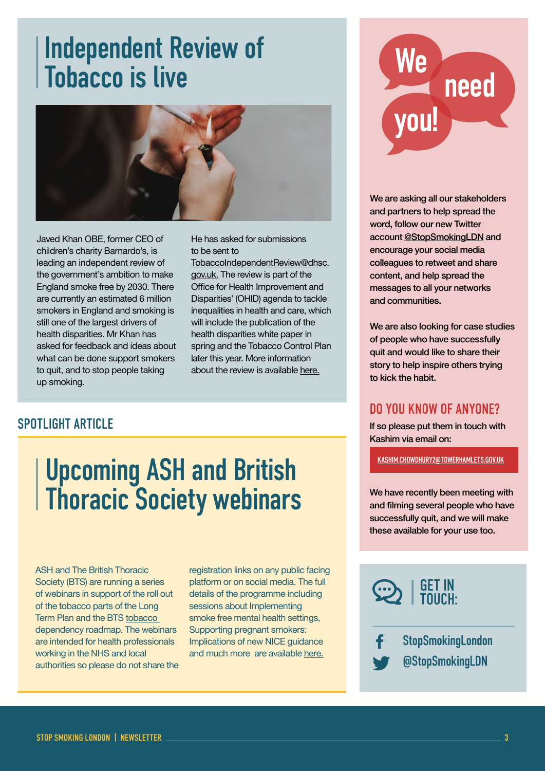# Independent Review of Tobacco is live

Javed Khan OBE, former CEO of children's charity Barnardo's, is leading an independent review of the government's ambition to make England smoke free by 2030. There are currently an estimated 6 million smokers in England and smoking is still one of the largest drivers of health disparities. Mr Khan has asked for feedback and ideas about what can be done support smokers to quit, and to stop people taking up smoking.

He has asked for submissions to be sent to TobaccoIndependentReview@dhsc.gov.uk. The review is part of the Office for Health Improvement and Disparities' (OHID) agenda to tackle inequalities in health and care, which will include the publication of the health disparities white paper in spring and the Tobacco Control Plan later this year. More information about the review is available here.

## SPOTLIGHT ARTICLE

# Upcoming ASH and British Thoracic Society webinars

ASH and The British Thoracic Society (BTS) are running a series of webinars in support of the roll out of the tobacco parts of the Long Term Plan and the BTS tobacco dependency roadmap. The webinars are intended for health professionals working in the NHS and local authorities so please do not share the registration links on any public facing platform or on social media. The full details of the programme including sessions about Implementing smoke free mental health settings, Supporting pregnant smokers: Implications of new NICE guidance and much more are available here.

# We need you!

We are asking all our stakeholders and partners to help spread the word, follow our new Twitter account @StopSmokingLDN and encourage your social media colleagues to retweet and share content, and help spread the messages to all your networks and communities.

We are also looking for case studies of people who have successfully quit and would like to share their story to help inspire others trying to kick the habit.

## DO YOU KNOW OF ANYONE?

If so please put them in touch with Kashim via email on:

KASHIM.CHOWDHURY2@TOWERHAMLETS.GOV.UK

We have recently been meeting with and filming several people who have successfully quit, and we will make these available for your use too.

## GET IN TOUCH:

StopSmokingLondon

@StopSmokingLDN